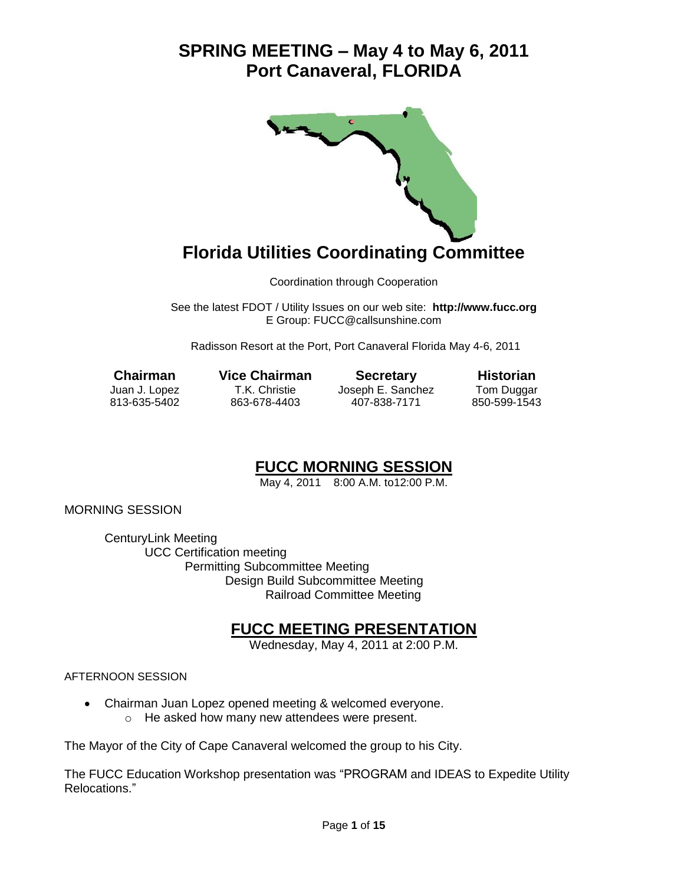# SPRING MEETING – May 4 to May 6, 2011
# Port Canaveral, FLORIDA

## Florida Utilities Coordinating Committee

Coordination through Cooperation

See the latest FDOT / Utility Issues on our web site: **http://www.fucc.org**
E Group: FUCC@callsunshine.com

Radisson Resort at the Port, Port Canaveral Florida May 4-6, 2011

| **Chairman** | **Vice Chairman** | **Secretary** | **Historian** |
|---|---|---|---|
| Juan J. Lopez | T.K. Christie | Joseph E. Sanchez | Tom Duggar |
| 813-635-5402 | 863-678-4403 | 407-838-7171 | 850-599-1543 |

## FUCC MORNING SESSION

May 4, 2011 8:00 A.M. to12:00 P.M.

MORNING SESSION

- CenturyLink Meeting
  - UCC Certification meeting
    - Permitting Subcommittee Meeting
      - Design Build Subcommittee Meeting
        - Railroad Committee Meeting

## FUCC MEETING PRESENTATION

Wednesday, May 4, 2011 at 2:00 P.M.

AFTERNOON SESSION

- Chairman Juan Lopez opened meeting & welcomed everyone.
  - He asked how many new attendees were present.

The Mayor of the City of Cape Canaveral welcomed the group to his City.

The FUCC Education Workshop presentation was "PROGRAM and IDEAS to Expedite Utility Relocations."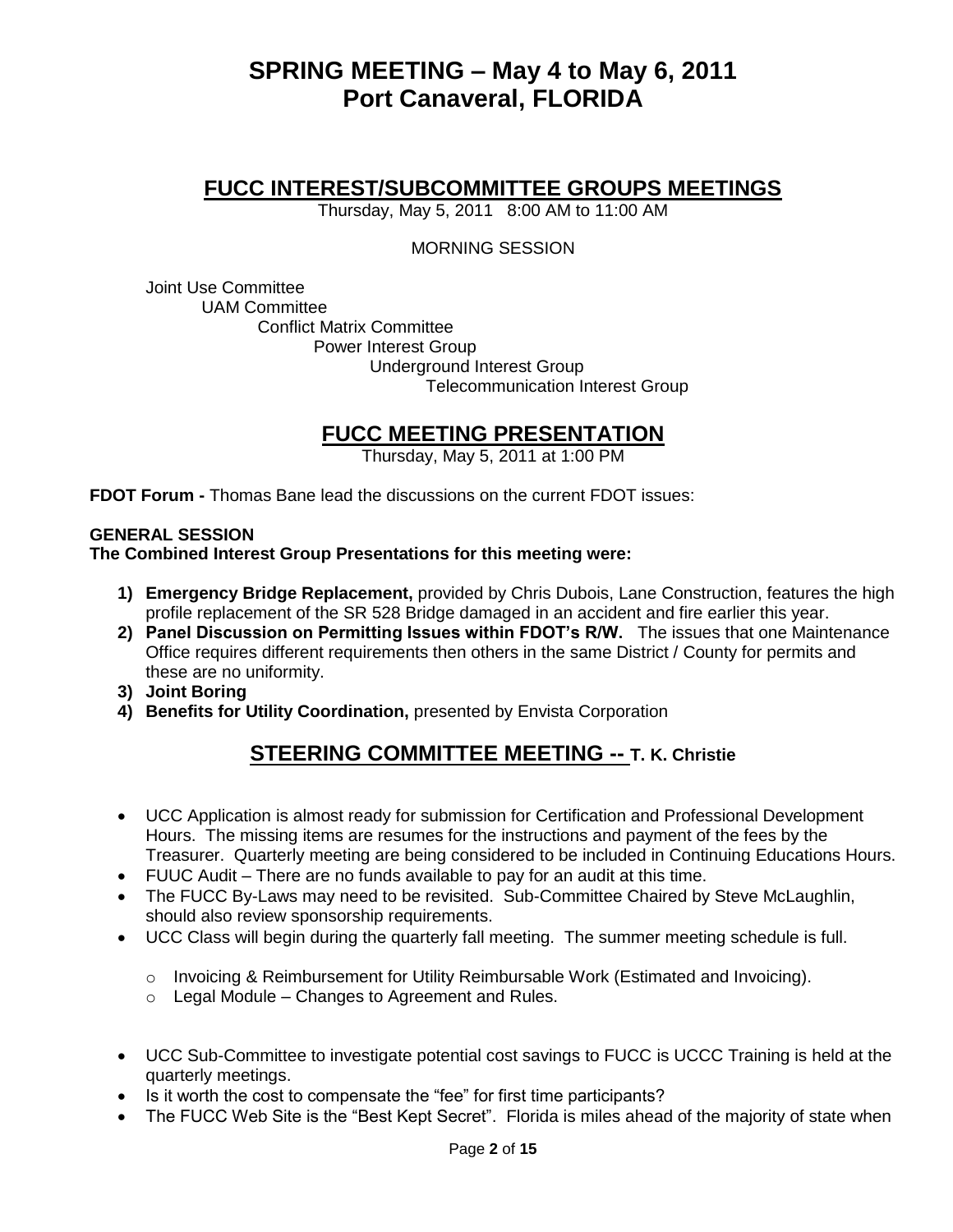# SPRING MEETING – May 4 to May 6, 2011
# Port Canaveral, FLORIDA

## FUCC INTEREST/SUBCOMMITTEE GROUPS MEETINGS

Thursday, May 5, 2011 8:00 AM to 11:00 AM

MORNING SESSION

Joint Use Committee
UAM Committee
Conflict Matrix Committee
Power Interest Group
Underground Interest Group
Telecommunication Interest Group

## FUCC MEETING PRESENTATION

Thursday, May 5, 2011 at 1:00 PM

**FDOT Forum -** Thomas Bane lead the discussions on the current FDOT issues:

**GENERAL SESSION**
**The Combined Interest Group Presentations for this meeting were:**

1) **Emergency Bridge Replacement,** provided by Chris Dubois, Lane Construction, features the high profile replacement of the SR 528 Bridge damaged in an accident and fire earlier this year.
2) **Panel Discussion on Permitting Issues within FDOT's R/W.** The issues that one Maintenance Office requires different requirements then others in the same District / County for permits and these are no uniformity.
3) **Joint Boring**
4) **Benefits for Utility Coordination,** presented by Envista Corporation

## STEERING COMMITTEE MEETING -- T. K. Christie

- UCC Application is almost ready for submission for Certification and Professional Development Hours. The missing items are resumes for the instructions and payment of the fees by the Treasurer. Quarterly meeting are being considered to be included in Continuing Educations Hours.
- FUUC Audit – There are no funds available to pay for an audit at this time.
- The FUCC By-Laws may need to be revisited. Sub-Committee Chaired by Steve McLaughlin, should also review sponsorship requirements.
- UCC Class will begin during the quarterly fall meeting. The summer meeting schedule is full.
  - Invoicing & Reimbursement for Utility Reimbursable Work (Estimated and Invoicing).
  - Legal Module – Changes to Agreement and Rules.

- UCC Sub-Committee to investigate potential cost savings to FUCC is UCCC Training is held at the quarterly meetings.
- Is it worth the cost to compensate the "fee" for first time participants?
- The FUCC Web Site is the "Best Kept Secret". Florida is miles ahead of the majority of state when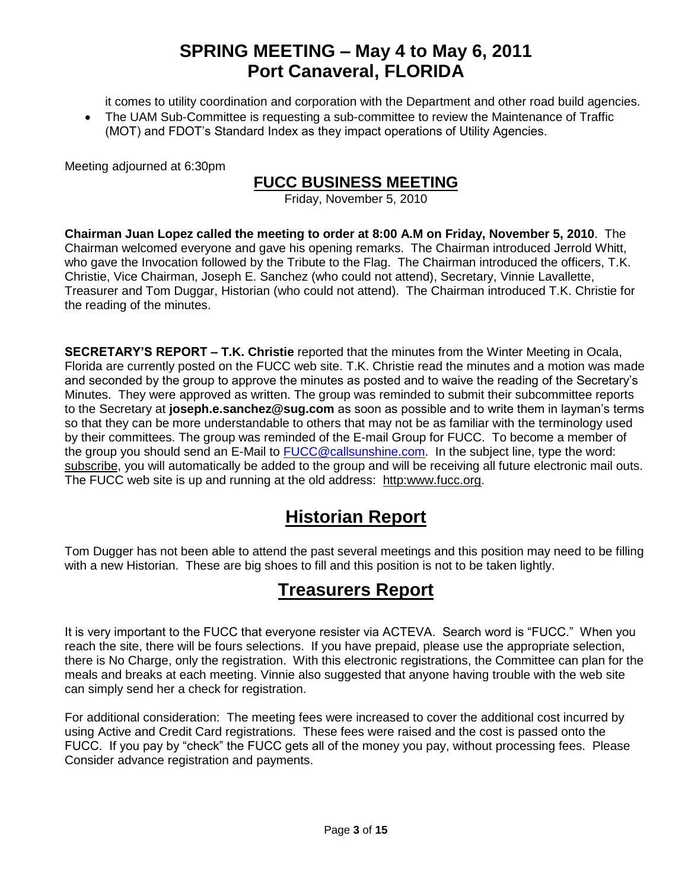it comes to utility coordination and corporation with the Department and other road build agencies.

- The UAM Sub-Committee is requesting a sub-committee to review the Maintenance of Traffic (MOT) and FDOT's Standard Index as they impact operations of Utility Agencies.

Meeting adjourned at 6:30pm

## FUCC BUSINESS MEETING

Friday, November 5, 2010

**Chairman Juan Lopez called the meeting to order at 8:00 A.M on Friday, November 5, 2010**. The Chairman welcomed everyone and gave his opening remarks. The Chairman introduced Jerrold Whitt, who gave the Invocation followed by the Tribute to the Flag. The Chairman introduced the officers, T.K. Christie, Vice Chairman, Joseph E. Sanchez (who could not attend), Secretary, Vinnie Lavallette, Treasurer and Tom Duggar, Historian (who could not attend). The Chairman introduced T.K. Christie for the reading of the minutes.

**SECRETARY'S REPORT – T.K. Christie** reported that the minutes from the Winter Meeting in Ocala, Florida are currently posted on the FUCC web site. T.K. Christie read the minutes and a motion was made and seconded by the group to approve the minutes as posted and to waive the reading of the Secretary's Minutes. They were approved as written. The group was reminded to submit their subcommittee reports to the Secretary at **joseph.e.sanchez@sug.com** as soon as possible and to write them in layman's terms so that they can be more understandable to others that may not be as familiar with the terminology used by their committees. The group was reminded of the E-mail Group for FUCC. To become a member of the group you should send an E-Mail to FUCC@callsunshine.com. In the subject line, type the word: subscribe, you will automatically be added to the group and will be receiving all future electronic mail outs. The FUCC web site is up and running at the old address: http:www.fucc.org.

## Historian Report

Tom Dugger has not been able to attend the past several meetings and this position may need to be filling with a new Historian. These are big shoes to fill and this position is not to be taken lightly.

## Treasurers Report

It is very important to the FUCC that everyone resister via ACTEVA. Search word is "FUCC." When you reach the site, there will be fours selections. If you have prepaid, please use the appropriate selection, there is No Charge, only the registration. With this electronic registrations, the Committee can plan for the meals and breaks at each meeting. Vinnie also suggested that anyone having trouble with the web site can simply send her a check for registration.

For additional consideration: The meeting fees were increased to cover the additional cost incurred by using Active and Credit Card registrations. These fees were raised and the cost is passed onto the FUCC. If you pay by "check" the FUCC gets all of the money you pay, without processing fees. Please Consider advance registration and payments.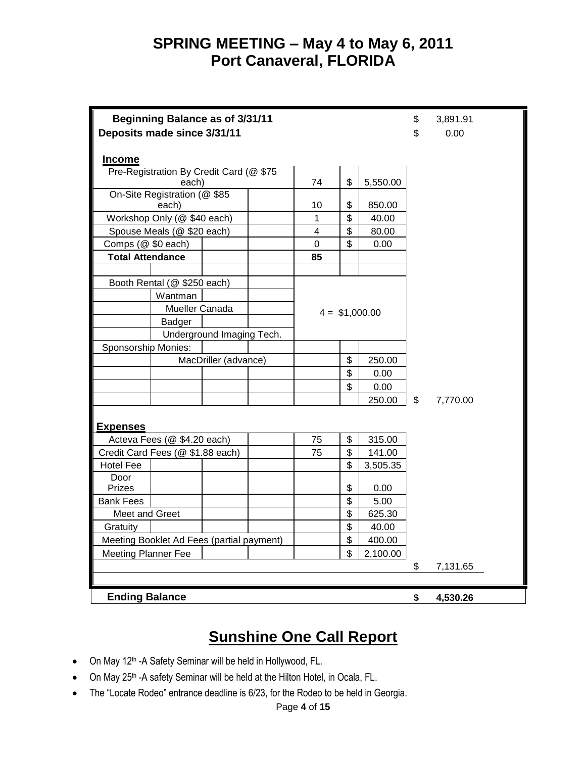# SPRING MEETING – May 4 to May 6, 2011
# Port Canaveral, FLORIDA

| | | | | | | | |
|---|---|---|---|---|---|---|---|
| **Beginning Balance as of 3/31/11** | | | | | | $ | 3,891.91 |
| **Deposits made since 3/31/11** | | | | | | $ | 0.00 |
| **Income** | | | | | | | |
| Pre-Registration By Credit Card (@ $75 each) | | | 74 | $ | 5,550.00 | | |
| On-Site Registration (@ $85 each) | | | 10 | $ | 850.00 | | |
| Workshop Only (@ $40 each) | | | 1 | $ | 40.00 | | |
| Spouse Meals (@ $20 each) | | | 4 | $ | 80.00 | | |
| Comps (@ $0 each) | | | 0 | $ | 0.00 | | |
| **Total Attendance** | | | **85** | | | | |
| Booth Rental (@ $250 each) | | | | | | | |
| | Wantman | | 4 = $1,000.00 | | | | |
| | Mueller Canada | | | | | | |
| | Badger | | | | | | |
| | Underground Imaging Tech. | | | | | | |
| Sponsorship Monies: | | | | | | | |
| | MacDriller (advance) | | | $ | 250.00 | | |
| | | | | $ | 0.00 | | |
| | | | | $ | 0.00 | | |
| | | | | | 250.00 | $ | 7,770.00 |
| **Expenses** | | | | | | | |
| Acteva Fees (@ $4.20 each) | | | 75 | $ | 315.00 | | |
| Credit Card Fees (@ $1.88 each) | | | 75 | $ | 141.00 | | |
| Hotel Fee | | | | $ | 3,505.35 | | |
| Door Prizes | | | | $ | 0.00 | | |
| Bank Fees | | | | $ | 5.00 | | |
| Meet and Greet | | | | $ | 625.30 | | |
| Gratuity | | | | $ | 40.00 | | |
| Meeting Booklet Ad Fees (partial payment) | | | | $ | 400.00 | | |
| Meeting Planner Fee | | | | $ | 2,100.00 | | |
| | | | | | | $ | 7,131.65 |
| **Ending Balance** | | | | | | **$** | **4,530.26** |

## Sunshine One Call Report

- On May 12th -A Safety Seminar will be held in Hollywood, FL.
- On May 25th -A safety Seminar will be held at the Hilton Hotel, in Ocala, FL.
- The “Locate Rodeo” entrance deadline is 6/23, for the Rodeo to be held in Georgia.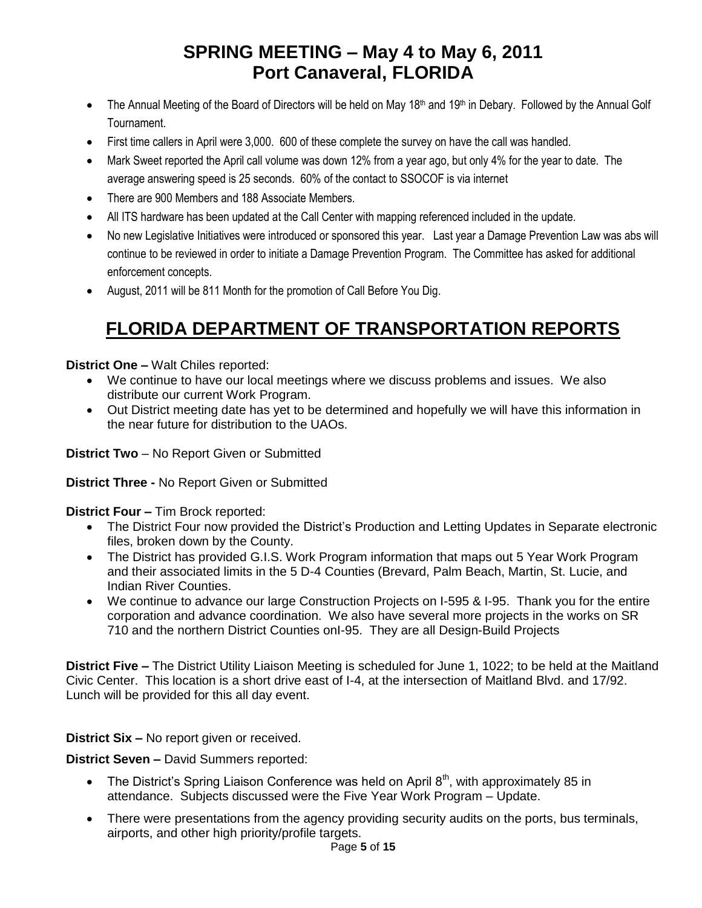# SPRING MEETING – May 4 to May 6, 2011
# Port Canaveral, FLORIDA

- The Annual Meeting of the Board of Directors will be held on May 18th and 19th in Debary. Followed by the Annual Golf Tournament.
- First time callers in April were 3,000. 600 of these complete the survey on have the call was handled.
- Mark Sweet reported the April call volume was down 12% from a year ago, but only 4% for the year to date. The average answering speed is 25 seconds. 60% of the contact to SSOCOF is via internet
- There are 900 Members and 188 Associate Members.
- All ITS hardware has been updated at the Call Center with mapping referenced included in the update.
- No new Legislative Initiatives were introduced or sponsored this year. Last year a Damage Prevention Law was abs will continue to be reviewed in order to initiate a Damage Prevention Program. The Committee has asked for additional enforcement concepts.
- August, 2011 will be 811 Month for the promotion of Call Before You Dig.

## FLORIDA DEPARTMENT OF TRANSPORTATION REPORTS

**District One –** Walt Chiles reported:

- We continue to have our local meetings where we discuss problems and issues. We also distribute our current Work Program.
- Out District meeting date has yet to be determined and hopefully we will have this information in the near future for distribution to the UAOs.

**District Two** – No Report Given or Submitted

**District Three -** No Report Given or Submitted

**District Four –** Tim Brock reported:

- The District Four now provided the District's Production and Letting Updates in Separate electronic files, broken down by the County.
- The District has provided G.I.S. Work Program information that maps out 5 Year Work Program and their associated limits in the 5 D-4 Counties (Brevard, Palm Beach, Martin, St. Lucie, and Indian River Counties.
- We continue to advance our large Construction Projects on I-595 & I-95. Thank you for the entire corporation and advance coordination. We also have several more projects in the works on SR 710 and the northern District Counties onI-95. They are all Design-Build Projects

**District Five –** The District Utility Liaison Meeting is scheduled for June 1, 1022; to be held at the Maitland Civic Center. This location is a short drive east of I-4, at the intersection of Maitland Blvd. and 17/92. Lunch will be provided for this all day event.

**District Six –** No report given or received.

**District Seven –** David Summers reported:

- The District's Spring Liaison Conference was held on April 8th, with approximately 85 in attendance. Subjects discussed were the Five Year Work Program – Update.
- There were presentations from the agency providing security audits on the ports, bus terminals, airports, and other high priority/profile targets.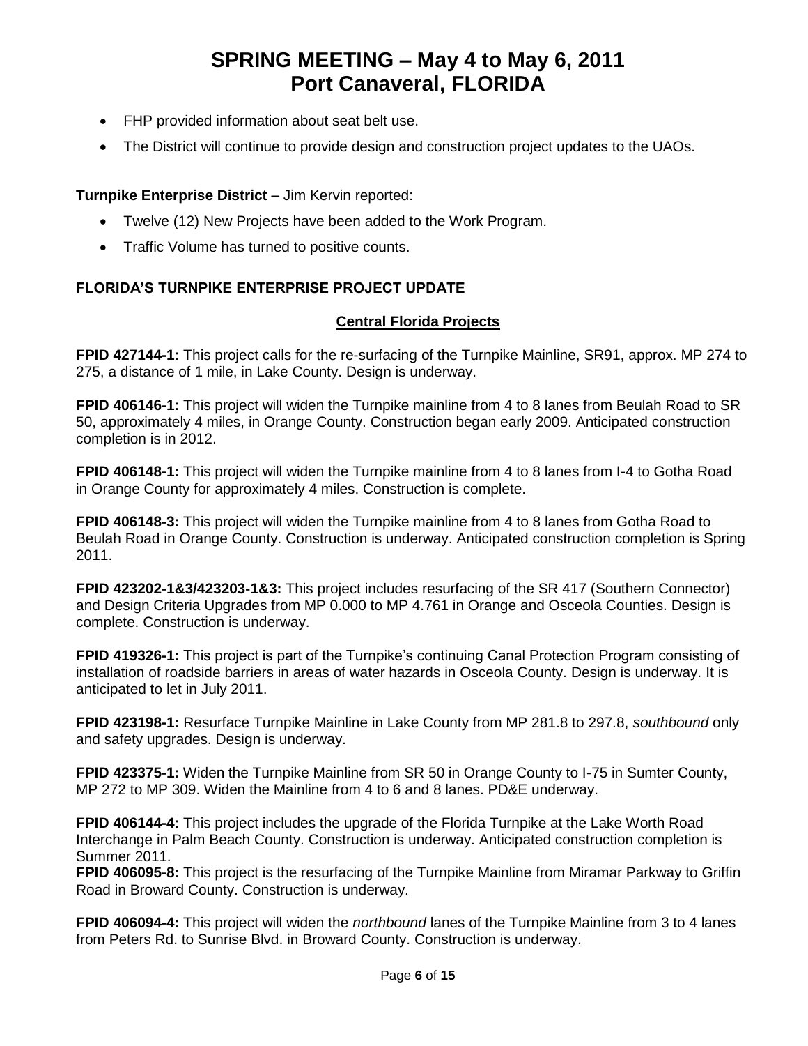- FHP provided information about seat belt use.
- The District will continue to provide design and construction project updates to the UAOs.

**Turnpike Enterprise District –** Jim Kervin reported:

- Twelve (12) New Projects have been added to the Work Program.
- Traffic Volume has turned to positive counts.

### FLORIDA'S TURNPIKE ENTERPRISE PROJECT UPDATE

#### Central Florida Projects

**FPID 427144-1:** This project calls for the re-surfacing of the Turnpike Mainline, SR91, approx. MP 274 to 275, a distance of 1 mile, in Lake County. Design is underway.

**FPID 406146-1:** This project will widen the Turnpike mainline from 4 to 8 lanes from Beulah Road to SR 50, approximately 4 miles, in Orange County. Construction began early 2009. Anticipated construction completion is in 2012.

**FPID 406148-1:** This project will widen the Turnpike mainline from 4 to 8 lanes from I-4 to Gotha Road in Orange County for approximately 4 miles. Construction is complete.

**FPID 406148-3:** This project will widen the Turnpike mainline from 4 to 8 lanes from Gotha Road to Beulah Road in Orange County. Construction is underway. Anticipated construction completion is Spring 2011.

**FPID 423202-1&3/423203-1&3:** This project includes resurfacing of the SR 417 (Southern Connector) and Design Criteria Upgrades from MP 0.000 to MP 4.761 in Orange and Osceola Counties. Design is complete. Construction is underway.

**FPID 419326-1:** This project is part of the Turnpike's continuing Canal Protection Program consisting of installation of roadside barriers in areas of water hazards in Osceola County. Design is underway. It is anticipated to let in July 2011.

**FPID 423198-1:** Resurface Turnpike Mainline in Lake County from MP 281.8 to 297.8, *southbound* only and safety upgrades. Design is underway.

**FPID 423375-1:** Widen the Turnpike Mainline from SR 50 in Orange County to I-75 in Sumter County, MP 272 to MP 309. Widen the Mainline from 4 to 6 and 8 lanes. PD&E underway.

**FPID 406144-4:** This project includes the upgrade of the Florida Turnpike at the Lake Worth Road Interchange in Palm Beach County. Construction is underway. Anticipated construction completion is Summer 2011.

**FPID 406095-8:** This project is the resurfacing of the Turnpike Mainline from Miramar Parkway to Griffin Road in Broward County. Construction is underway.

**FPID 406094-4:** This project will widen the *northbound* lanes of the Turnpike Mainline from 3 to 4 lanes from Peters Rd. to Sunrise Blvd. in Broward County. Construction is underway.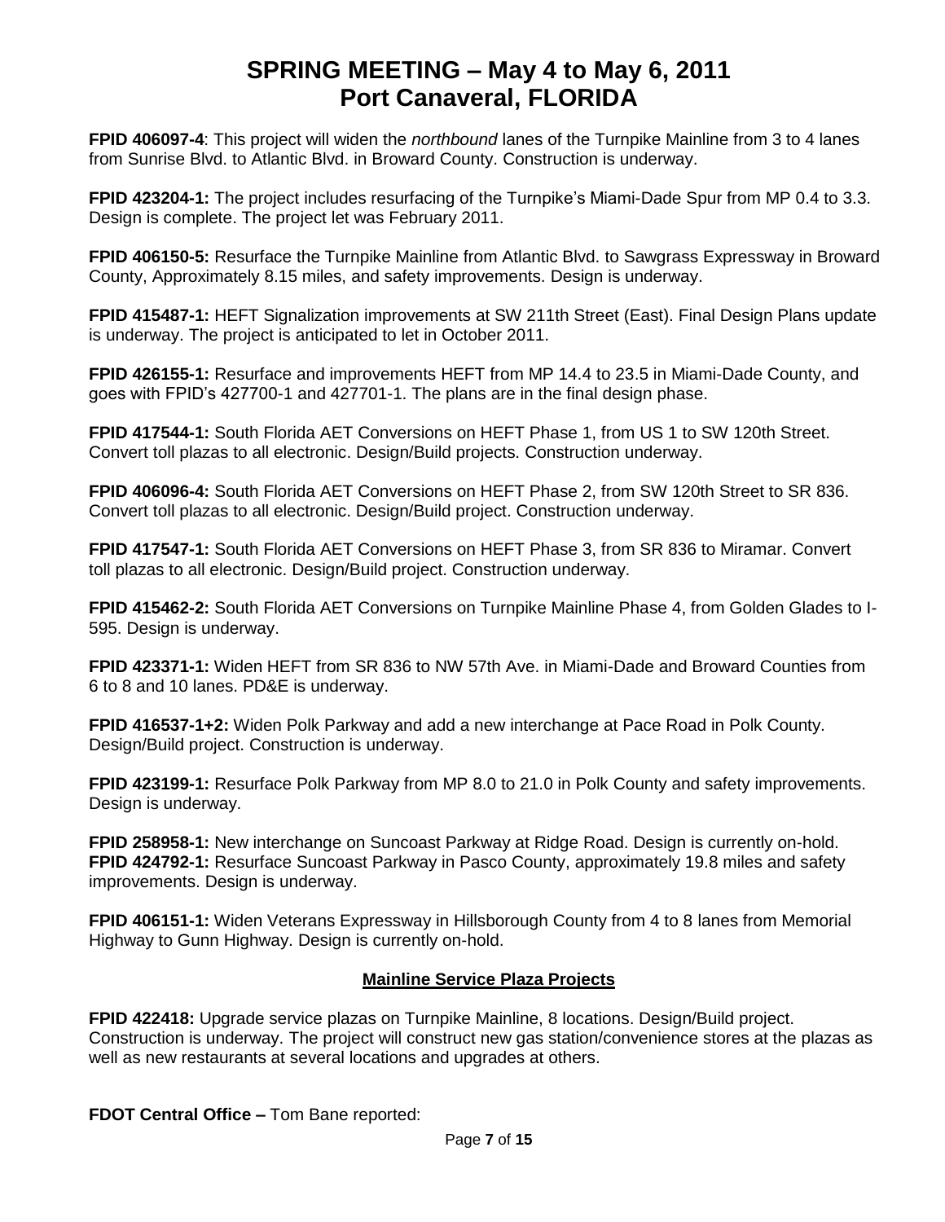# SPRING MEETING – May 4 to May 6, 2011
# Port Canaveral, FLORIDA

**FPID 406097-4**: This project will widen the *northbound* lanes of the Turnpike Mainline from 3 to 4 lanes from Sunrise Blvd. to Atlantic Blvd. in Broward County. Construction is underway.

**FPID 423204-1:** The project includes resurfacing of the Turnpike's Miami-Dade Spur from MP 0.4 to 3.3. Design is complete. The project let was February 2011.

**FPID 406150-5:** Resurface the Turnpike Mainline from Atlantic Blvd. to Sawgrass Expressway in Broward County, Approximately 8.15 miles, and safety improvements. Design is underway.

**FPID 415487-1:** HEFT Signalization improvements at SW 211th Street (East). Final Design Plans update is underway. The project is anticipated to let in October 2011.

**FPID 426155-1:** Resurface and improvements HEFT from MP 14.4 to 23.5 in Miami-Dade County, and goes with FPID's 427700-1 and 427701-1. The plans are in the final design phase.

**FPID 417544-1:** South Florida AET Conversions on HEFT Phase 1, from US 1 to SW 120th Street. Convert toll plazas to all electronic. Design/Build projects. Construction underway.

**FPID 406096-4:** South Florida AET Conversions on HEFT Phase 2, from SW 120th Street to SR 836. Convert toll plazas to all electronic. Design/Build project. Construction underway.

**FPID 417547-1:** South Florida AET Conversions on HEFT Phase 3, from SR 836 to Miramar. Convert toll plazas to all electronic. Design/Build project. Construction underway.

**FPID 415462-2:** South Florida AET Conversions on Turnpike Mainline Phase 4, from Golden Glades to I-595. Design is underway.

**FPID 423371-1:** Widen HEFT from SR 836 to NW 57th Ave. in Miami-Dade and Broward Counties from 6 to 8 and 10 lanes. PD&E is underway.

**FPID 416537-1+2:** Widen Polk Parkway and add a new interchange at Pace Road in Polk County. Design/Build project. Construction is underway.

**FPID 423199-1:** Resurface Polk Parkway from MP 8.0 to 21.0 in Polk County and safety improvements. Design is underway.

**FPID 258958-1:** New interchange on Suncoast Parkway at Ridge Road. Design is currently on-hold.
**FPID 424792-1:** Resurface Suncoast Parkway in Pasco County, approximately 19.8 miles and safety improvements. Design is underway.

**FPID 406151-1:** Widen Veterans Expressway in Hillsborough County from 4 to 8 lanes from Memorial Highway to Gunn Highway. Design is currently on-hold.

**Mainline Service Plaza Projects**

**FPID 422418:** Upgrade service plazas on Turnpike Mainline, 8 locations. Design/Build project. Construction is underway. The project will construct new gas station/convenience stores at the plazas as well as new restaurants at several locations and upgrades at others.

**FDOT Central Office –** Tom Bane reported: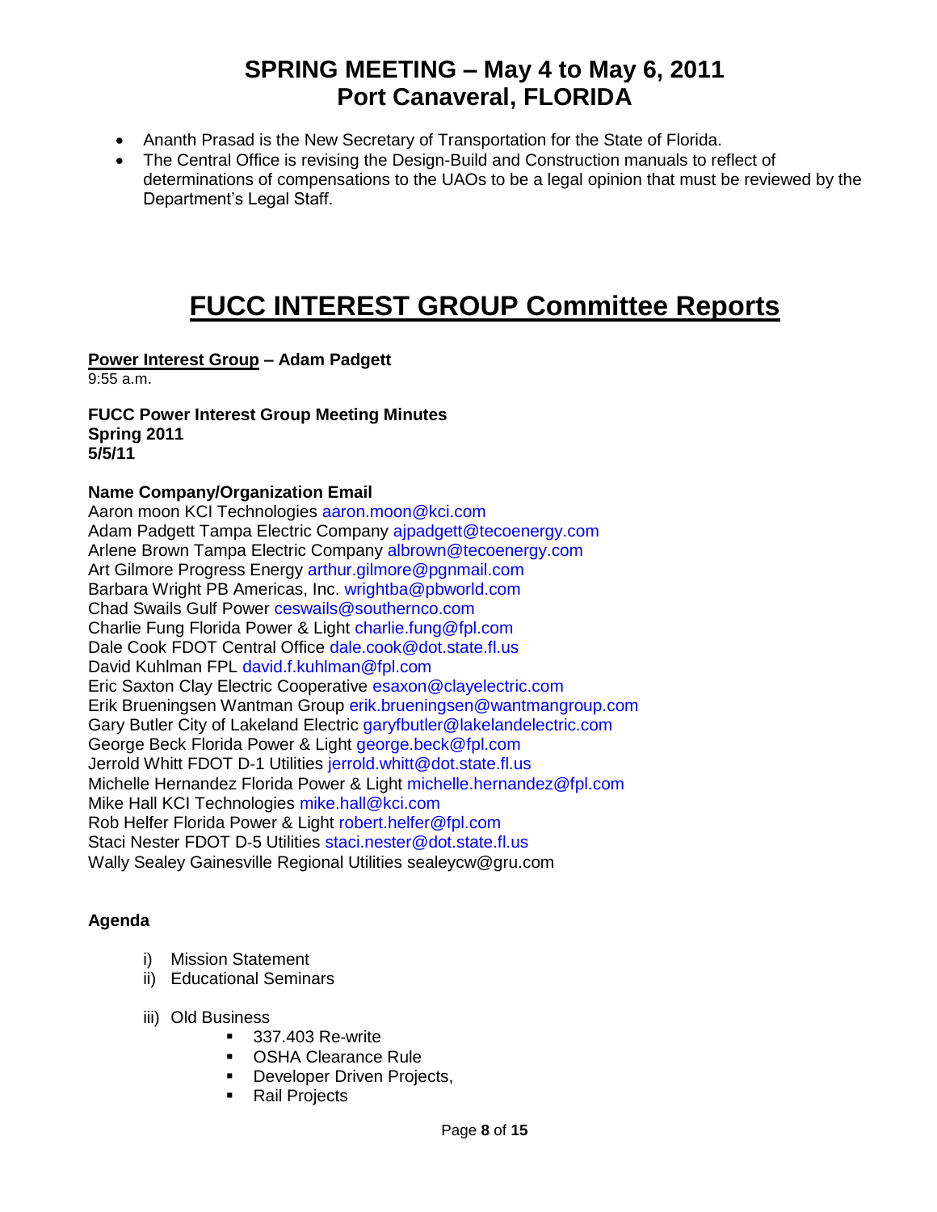- Ananth Prasad is the New Secretary of Transportation for the State of Florida.
- The Central Office is revising the Design-Build and Construction manuals to reflect of determinations of compensations to the UAOs to be a legal opinion that must be reviewed by the Department's Legal Staff.

# FUCC INTEREST GROUP Committee Reports

**Power Interest Group – Adam Padgett**
9:55 a.m.

**FUCC Power Interest Group Meeting Minutes**
**Spring 2011**
**5/5/11**

**Name Company/Organization Email**
Aaron moon KCI Technologies aaron.moon@kci.com
Adam Padgett Tampa Electric Company ajpadgett@tecoenergy.com
Arlene Brown Tampa Electric Company albrown@tecoenergy.com
Art Gilmore Progress Energy arthur.gilmore@pgnmail.com
Barbara Wright PB Americas, Inc. wrightba@pbworld.com
Chad Swails Gulf Power ceswails@southernco.com
Charlie Fung Florida Power & Light charlie.fung@fpl.com
Dale Cook FDOT Central Office dale.cook@dot.state.fl.us
David Kuhlman FPL david.f.kuhlman@fpl.com
Eric Saxton Clay Electric Cooperative esaxon@clayelectric.com
Erik Brueningsen Wantman Group erik.brueningsen@wantmangroup.com
Gary Butler City of Lakeland Electric garyfbutler@lakelandelectric.com
George Beck Florida Power & Light george.beck@fpl.com
Jerrold Whitt FDOT D-1 Utilities jerrold.whitt@dot.state.fl.us
Michelle Hernandez Florida Power & Light michelle.hernandez@fpl.com
Mike Hall KCI Technologies mike.hall@kci.com
Rob Helfer Florida Power & Light robert.helfer@fpl.com
Staci Nester FDOT D-5 Utilities staci.nester@dot.state.fl.us
Wally Sealey Gainesville Regional Utilities sealeycw@gru.com

**Agenda**

i) Mission Statement
ii) Educational Seminars
iii) Old Business
   - 337.403 Re-write
   - OSHA Clearance Rule
   - Developer Driven Projects,
   - Rail Projects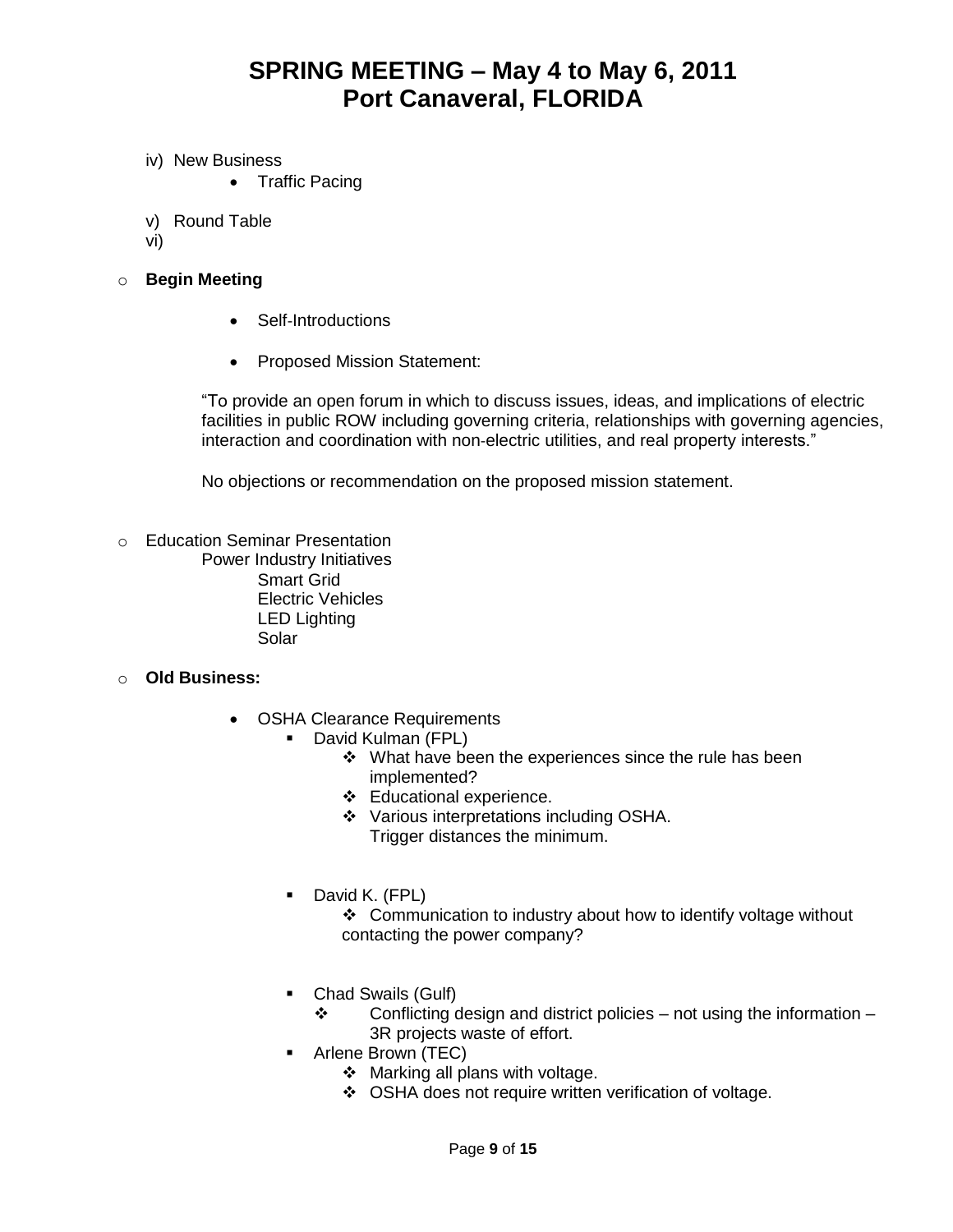# SPRING MEETING – May 4 to May 6, 2011
# Port Canaveral, FLORIDA

iv) New Business
- Traffic Pacing

v) Round Table

vi)

- **Begin Meeting**
  - Self-Introductions
  - Proposed Mission Statement:

    "To provide an open forum in which to discuss issues, ideas, and implications of electric facilities in public ROW including governing criteria, relationships with governing agencies, interaction and coordination with non-electric utilities, and real property interests."

    No objections or recommendation on the proposed mission statement.

- Education Seminar Presentation
  - Power Industry Initiatives
    - Smart Grid
    - Electric Vehicles
    - LED Lighting
    - Solar

- **Old Business:**
  - OSHA Clearance Requirements
    - David Kulman (FPL)
      - What have been the experiences since the rule has been implemented?
      - Educational experience.
      - Various interpretations including OSHA.
        Trigger distances the minimum.
    - David K. (FPL)
      - Communication to industry about how to identify voltage without contacting the power company?
    - Chad Swails (Gulf)
      - Conflicting design and district policies – not using the information – 3R projects waste of effort.
    - Arlene Brown (TEC)
      - Marking all plans with voltage.
      - OSHA does not require written verification of voltage.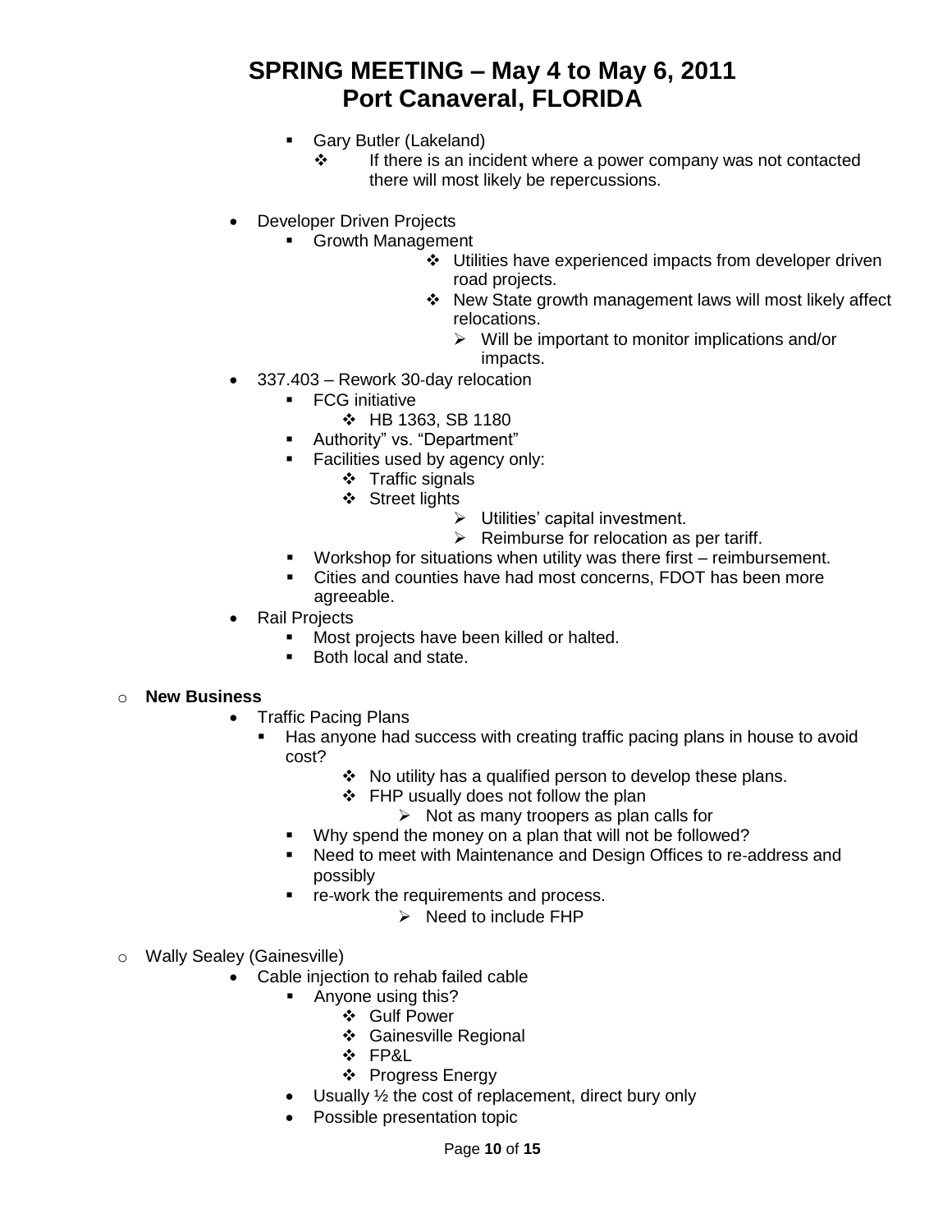# SPRING MEETING – May 4 to May 6, 2011
# Port Canaveral, FLORIDA

- Gary Butler (Lakeland)
  - If there is an incident where a power company was not contacted there will most likely be repercussions.

- Developer Driven Projects
  - Growth Management
    - Utilities have experienced impacts from developer driven road projects.
    - New State growth management laws will most likely affect relocations.
      - Will be important to monitor implications and/or impacts.
- 337.403 – Rework 30-day relocation
  - FCG initiative
    - HB 1363, SB 1180
  - Authority" vs. "Department"
  - Facilities used by agency only:
    - Traffic signals
    - Street lights
      - Utilities' capital investment.
      - Reimburse for relocation as per tariff.
  - Workshop for situations when utility was there first – reimbursement.
  - Cities and counties have had most concerns, FDOT has been more agreeable.
- Rail Projects
  - Most projects have been killed or halted.
  - Both local and state.

- **New Business**
  - Traffic Pacing Plans
    - Has anyone had success with creating traffic pacing plans in house to avoid cost?
      - No utility has a qualified person to develop these plans.
      - FHP usually does not follow the plan
        - Not as many troopers as plan calls for
    - Why spend the money on a plan that will not be followed?
    - Need to meet with Maintenance and Design Offices to re-address and possibly
    - re-work the requirements and process.
      - Need to include FHP

- Wally Sealey (Gainesville)
  - Cable injection to rehab failed cable
    - Anyone using this?
      - Gulf Power
      - Gainesville Regional
      - FP&L
      - Progress Energy
    - Usually ½ the cost of replacement, direct bury only
    - Possible presentation topic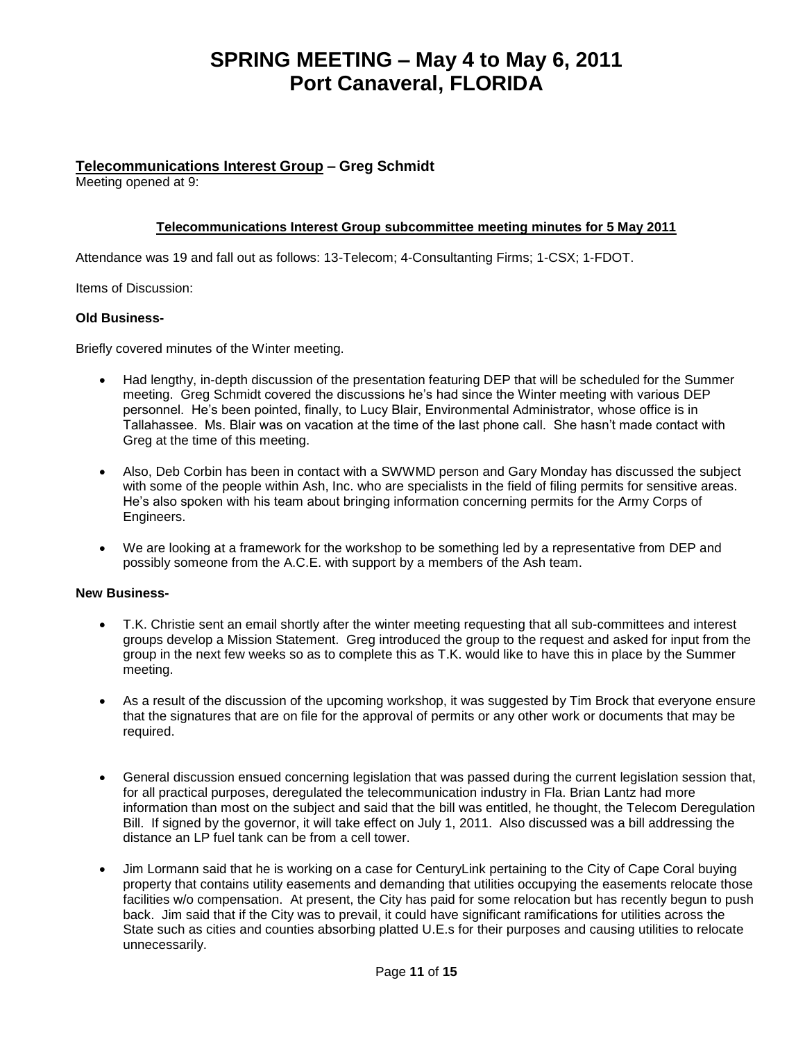# SPRING MEETING – May 4 to May 6, 2011
# Port Canaveral, FLORIDA

**<u>Telecommunications Interest Group</u> – Greg Schmidt**

Meeting opened at 9:

**<u>Telecommunications Interest Group subcommittee meeting minutes for 5 May 2011</u>**

Attendance was 19 and fall out as follows: 13-Telecom; 4-Consultanting Firms; 1-CSX; 1-FDOT.

Items of Discussion:

**Old Business-**

Briefly covered minutes of the Winter meeting.

- Had lengthy, in-depth discussion of the presentation featuring DEP that will be scheduled for the Summer meeting. Greg Schmidt covered the discussions he's had since the Winter meeting with various DEP personnel. He's been pointed, finally, to Lucy Blair, Environmental Administrator, whose office is in Tallahassee. Ms. Blair was on vacation at the time of the last phone call. She hasn't made contact with Greg at the time of this meeting.
- Also, Deb Corbin has been in contact with a SWWMD person and Gary Monday has discussed the subject with some of the people within Ash, Inc. who are specialists in the field of filing permits for sensitive areas. He's also spoken with his team about bringing information concerning permits for the Army Corps of Engineers.
- We are looking at a framework for the workshop to be something led by a representative from DEP and possibly someone from the A.C.E. with support by a members of the Ash team.

**New Business-**

- T.K. Christie sent an email shortly after the winter meeting requesting that all sub-committees and interest groups develop a Mission Statement. Greg introduced the group to the request and asked for input from the group in the next few weeks so as to complete this as T.K. would like to have this in place by the Summer meeting.
- As a result of the discussion of the upcoming workshop, it was suggested by Tim Brock that everyone ensure that the signatures that are on file for the approval of permits or any other work or documents that may be required.
- General discussion ensued concerning legislation that was passed during the current legislation session that, for all practical purposes, deregulated the telecommunication industry in Fla. Brian Lantz had more information than most on the subject and said that the bill was entitled, he thought, the Telecom Deregulation Bill. If signed by the governor, it will take effect on July 1, 2011. Also discussed was a bill addressing the distance an LP fuel tank can be from a cell tower.
- Jim Lormann said that he is working on a case for CenturyLink pertaining to the City of Cape Coral buying property that contains utility easements and demanding that utilities occupying the easements relocate those facilities w/o compensation. At present, the City has paid for some relocation but has recently begun to push back. Jim said that if the City was to prevail, it could have significant ramifications for utilities across the State such as cities and counties absorbing platted U.E.s for their purposes and causing utilities to relocate unnecessarily.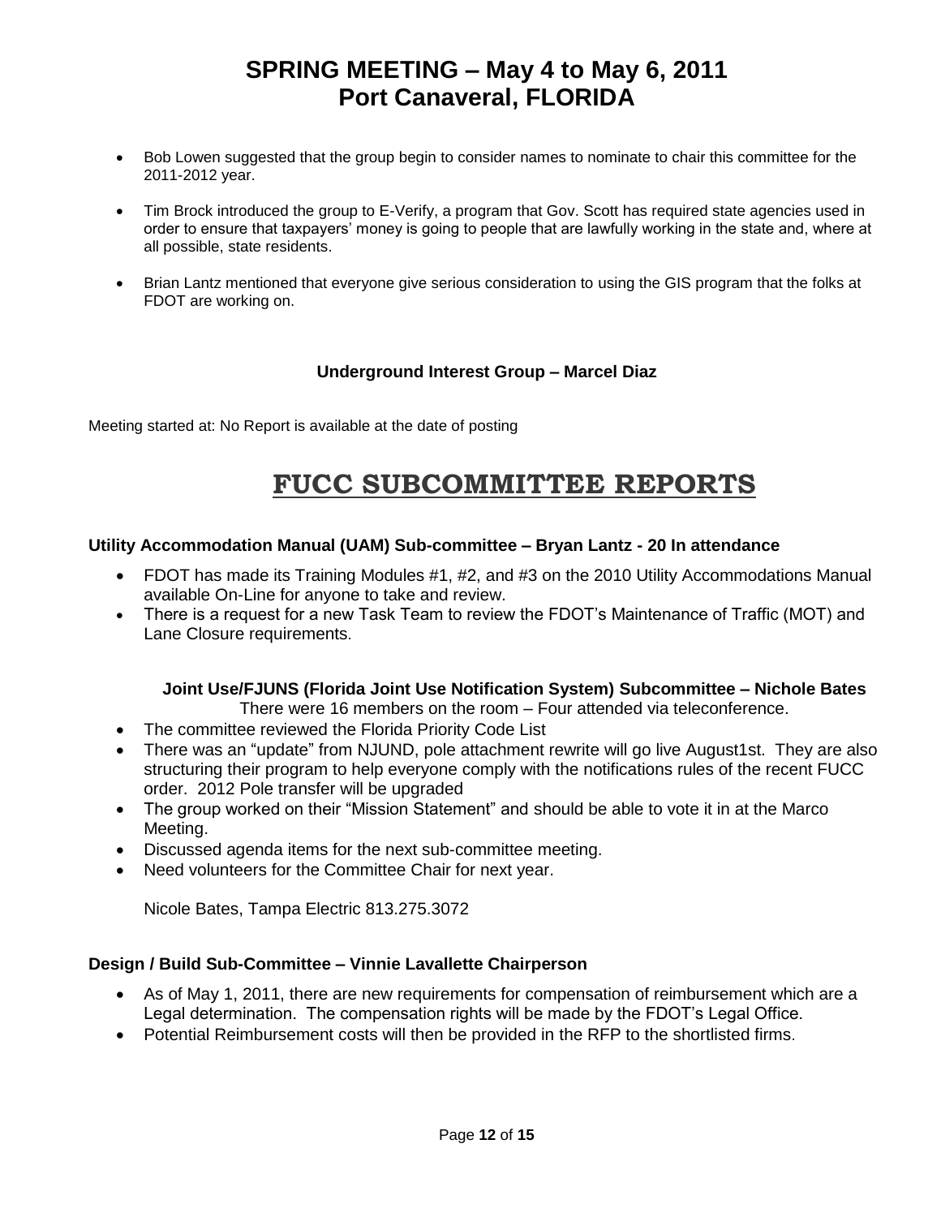- Bob Lowen suggested that the group begin to consider names to nominate to chair this committee for the 2011-2012 year.
- Tim Brock introduced the group to E-Verify, a program that Gov. Scott has required state agencies used in order to ensure that taxpayers' money is going to people that are lawfully working in the state and, where at all possible, state residents.
- Brian Lantz mentioned that everyone give serious consideration to using the GIS program that the folks at FDOT are working on.

**Underground Interest Group – Marcel Diaz**

Meeting started at: No Report is available at the date of posting

# FUCC SUBCOMMITTEE REPORTS

**Utility Accommodation Manual (UAM) Sub-committee – Bryan Lantz - 20 In attendance**

- FDOT has made its Training Modules #1, #2, and #3 on the 2010 Utility Accommodations Manual available On-Line for anyone to take and review.
- There is a request for a new Task Team to review the FDOT's Maintenance of Traffic (MOT) and Lane Closure requirements.

**Joint Use/FJUNS (Florida Joint Use Notification System) Subcommittee – Nichole Bates**

There were 16 members on the room – Four attended via teleconference.

- The committee reviewed the Florida Priority Code List
- There was an "update" from NJUND, pole attachment rewrite will go live August1st. They are also structuring their program to help everyone comply with the notifications rules of the recent FUCC order. 2012 Pole transfer will be upgraded
- The group worked on their "Mission Statement" and should be able to vote it in at the Marco Meeting.
- Discussed agenda items for the next sub-committee meeting.
- Need volunteers for the Committee Chair for next year.

Nicole Bates, Tampa Electric 813.275.3072

**Design / Build Sub-Committee – Vinnie Lavallette Chairperson**

- As of May 1, 2011, there are new requirements for compensation of reimbursement which are a Legal determination. The compensation rights will be made by the FDOT's Legal Office.
- Potential Reimbursement costs will then be provided in the RFP to the shortlisted firms.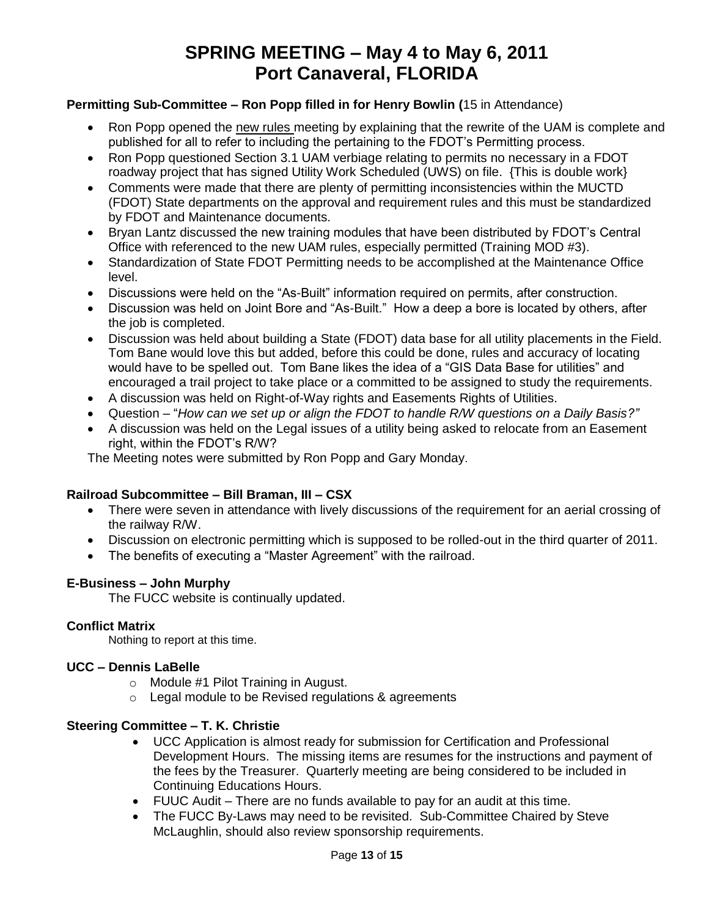# SPRING MEETING – May 4 to May 6, 2011
# Port Canaveral, FLORIDA

**Permitting Sub-Committee – Ron Popp filled in for Henry Bowlin (**15 in Attendance)

- Ron Popp opened the new rules meeting by explaining that the rewrite of the UAM is complete and published for all to refer to including the pertaining to the FDOT's Permitting process.
- Ron Popp questioned Section 3.1 UAM verbiage relating to permits no necessary in a FDOT roadway project that has signed Utility Work Scheduled (UWS) on file. {This is double work}
- Comments were made that there are plenty of permitting inconsistencies within the MUCTD (FDOT) State departments on the approval and requirement rules and this must be standardized by FDOT and Maintenance documents.
- Bryan Lantz discussed the new training modules that have been distributed by FDOT's Central Office with referenced to the new UAM rules, especially permitted (Training MOD #3).
- Standardization of State FDOT Permitting needs to be accomplished at the Maintenance Office level.
- Discussions were held on the "As-Built" information required on permits, after construction.
- Discussion was held on Joint Bore and "As-Built." How a deep a bore is located by others, after the job is completed.
- Discussion was held about building a State (FDOT) data base for all utility placements in the Field. Tom Bane would love this but added, before this could be done, rules and accuracy of locating would have to be spelled out. Tom Bane likes the idea of a "GIS Data Base for utilities" and encouraged a trail project to take place or a committed to be assigned to study the requirements.
- A discussion was held on Right-of-Way rights and Easements Rights of Utilities.
- Question – "*How can we set up or align the FDOT to handle R/W questions on a Daily Basis?"*
- A discussion was held on the Legal issues of a utility being asked to relocate from an Easement right, within the FDOT's R/W?

The Meeting notes were submitted by Ron Popp and Gary Monday.

**Railroad Subcommittee – Bill Braman, III – CSX**

- There were seven in attendance with lively discussions of the requirement for an aerial crossing of the railway R/W.
- Discussion on electronic permitting which is supposed to be rolled-out in the third quarter of 2011.
- The benefits of executing a "Master Agreement" with the railroad.

**E-Business – John Murphy**

The FUCC website is continually updated.

**Conflict Matrix**

Nothing to report at this time.

**UCC – Dennis LaBelle**

- Module #1 Pilot Training in August.
- Legal module to be Revised regulations & agreements

**Steering Committee – T. K. Christie**

- UCC Application is almost ready for submission for Certification and Professional Development Hours. The missing items are resumes for the instructions and payment of the fees by the Treasurer. Quarterly meeting are being considered to be included in Continuing Educations Hours.
- FUUC Audit – There are no funds available to pay for an audit at this time.
- The FUCC By-Laws may need to be revisited. Sub-Committee Chaired by Steve McLaughlin, should also review sponsorship requirements.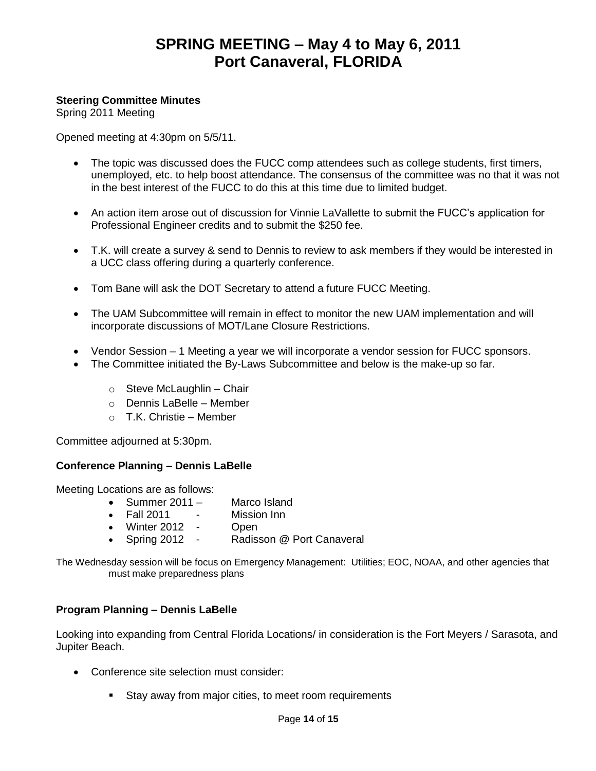# SPRING MEETING – May 4 to May 6, 2011
# Port Canaveral, FLORIDA

**Steering Committee Minutes**
Spring 2011 Meeting

Opened meeting at 4:30pm on 5/5/11.

- The topic was discussed does the FUCC comp attendees such as college students, first timers, unemployed, etc. to help boost attendance. The consensus of the committee was no that it was not in the best interest of the FUCC to do this at this time due to limited budget.
- An action item arose out of discussion for Vinnie LaVallette to submit the FUCC's application for Professional Engineer credits and to submit the $250 fee.
- T.K. will create a survey & send to Dennis to review to ask members if they would be interested in a UCC class offering during a quarterly conference.
- Tom Bane will ask the DOT Secretary to attend a future FUCC Meeting.
- The UAM Subcommittee will remain in effect to monitor the new UAM implementation and will incorporate discussions of MOT/Lane Closure Restrictions.
- Vendor Session – 1 Meeting a year we will incorporate a vendor session for FUCC sponsors.
- The Committee initiated the By-Laws Subcommittee and below is the make-up so far.
  - Steve McLaughlin – Chair
  - Dennis LaBelle – Member
  - T.K. Christie – Member

Committee adjourned at 5:30pm.

**Conference Planning – Dennis LaBelle**

Meeting Locations are as follows:

- Summer 2011 – Marco Island
- Fall 2011 - Mission Inn
- Winter 2012 - Open
- Spring 2012 - Radisson @ Port Canaveral

The Wednesday session will be focus on Emergency Management: Utilities; EOC, NOAA, and other agencies that must make preparedness plans

**Program Planning – Dennis LaBelle**

Looking into expanding from Central Florida Locations/ in consideration is the Fort Meyers / Sarasota, and Jupiter Beach.

- Conference site selection must consider:
  - Stay away from major cities, to meet room requirements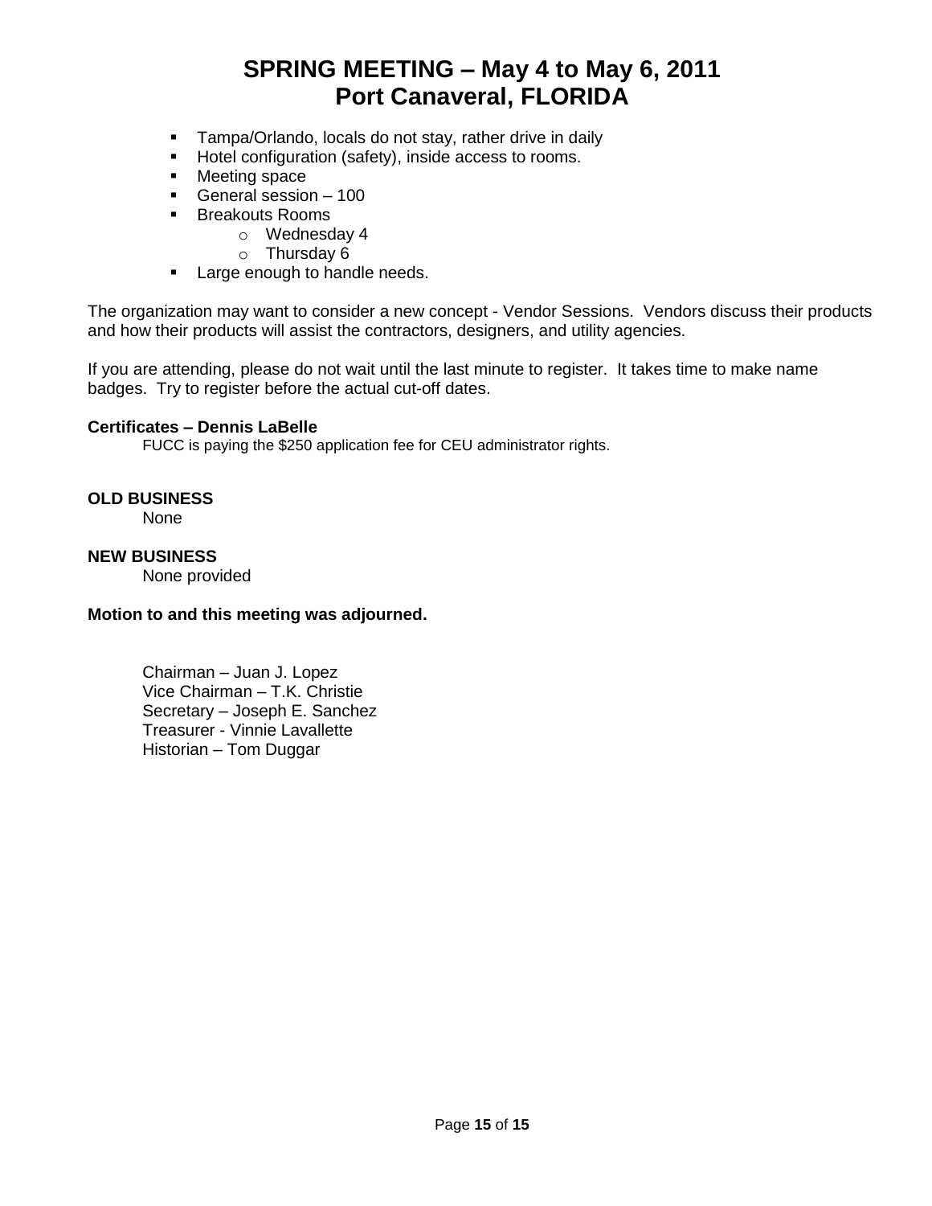# SPRING MEETING – May 4 to May 6, 2011
# Port Canaveral, FLORIDA

- Tampa/Orlando, locals do not stay, rather drive in daily
- Hotel configuration (safety), inside access to rooms.
- Meeting space
- General session – 100
- Breakouts Rooms
  - Wednesday 4
  - Thursday 6
- Large enough to handle needs.

The organization may want to consider a new concept - Vendor Sessions. Vendors discuss their products and how their products will assist the contractors, designers, and utility agencies.

If you are attending, please do not wait until the last minute to register. It takes time to make name badges. Try to register before the actual cut-off dates.

**Certificates – Dennis LaBelle**

FUCC is paying the $250 application fee for CEU administrator rights.

**OLD BUSINESS**

None

**NEW BUSINESS**

None provided

**Motion to and this meeting was adjourned.**

Chairman – Juan J. Lopez
Vice Chairman – T.K. Christie
Secretary – Joseph E. Sanchez
Treasurer - Vinnie Lavallette
Historian – Tom Duggar